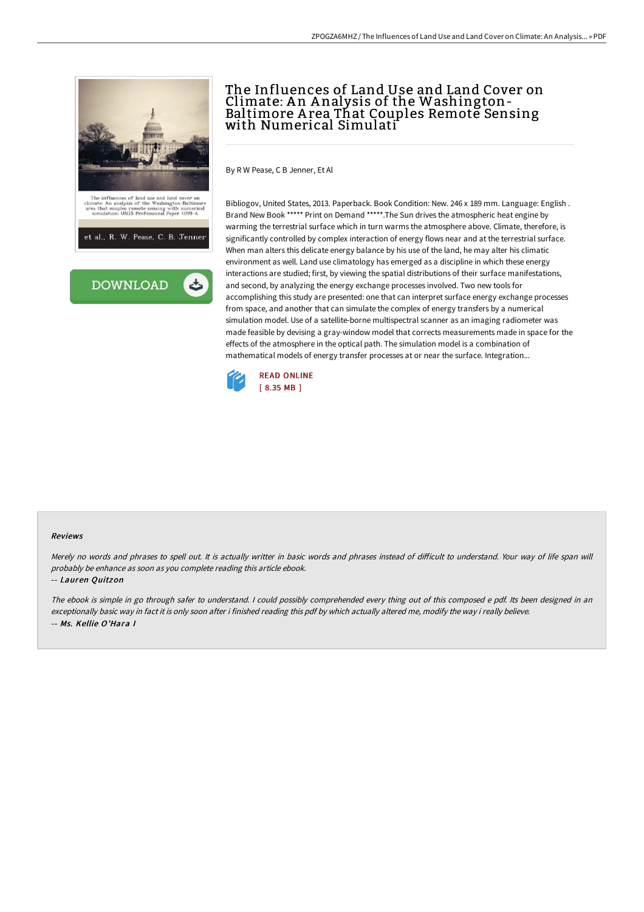# The Influences of Land Use and Land Cover on Climate: An Analysis of the Washington-Baltimore Area That Couples Remote Sensing with Numerical Simulati

By R W Pease, C B Jenner, Et Al

Bibliogov, United States, 2013. Paperback. Book Condition: New. 246 x 189 mm. Language: English . Brand New Book ***** Print on Demand *****.The Sun drives the atmospheric heat engine by warming the terrestrial surface which in turn warms the atmosphere above. Climate, therefore, is significantly controlled by complex interaction of energy flows near and at the terrestrial surface. When man alters this delicate energy balance by his use of the land, he may alter his climatic environment as well. Land use climatology has emerged as a discipline in which these energy interactions are studied; first, by viewing the spatial distributions of their surface manifestations, and second, by analyzing the energy exchange processes involved. Two new tools for accomplishing this study are presented: one that can interpret surface energy exchange processes from space, and another that can simulate the complex of energy transfers by a numerical simulation model. Use of a satellite-borne multispectral scanner as an imaging radiometer was made feasible by devising a gray-window model that corrects measurements made in space for the effects of the atmosphere in the optical path. The simulation model is a combination of mathematical models of energy transfer processes at or near the surface. Integration...

READ ONLINE
[ 8.35 MB ]

DOWNLOAD

#### Reviews

*Merely no words and phrases to spell out. It is actually writter in basic words and phrases instead of difficult to understand. Your way of life span will probably be enhance as soon as you complete reading this article ebook.*

*-- Lauren Quitzon*

*The ebook is simple in go through safer to understand. I could possibly comprehended every thing out of this composed e pdf. Its been designed in an exceptionally basic way in fact it is only soon after i finished reading this pdf by which actually altered me, modify the way i really believe.*

*-- Ms. Kellie O'Hara I*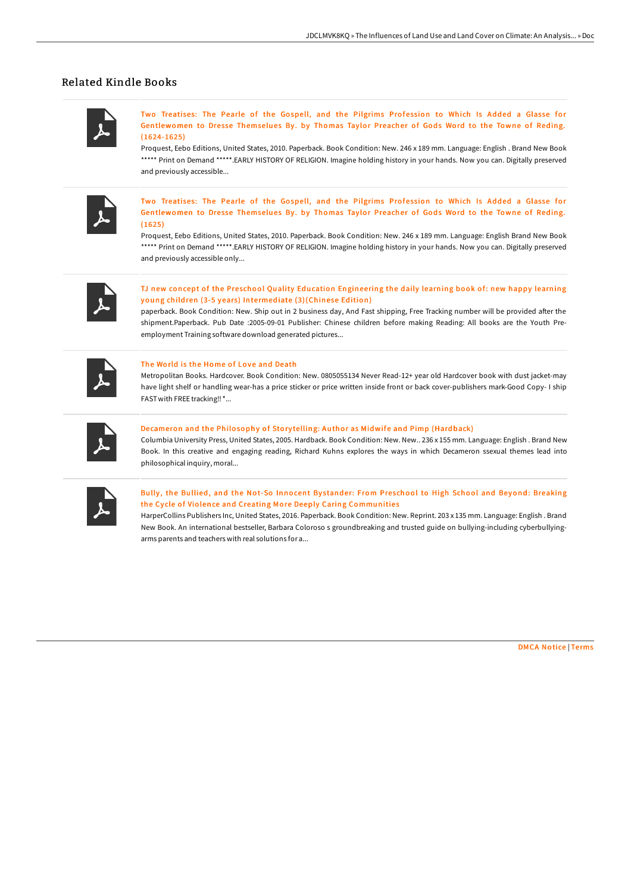## Related Kindle Books

**Two Treatises: The Pearle of the Gospell, and the Pilgrims Profession to Which Is Added a Glasse for Gentlewomen to Dresse Themselues By. by Thomas Taylor Preacher of Gods Word to the Towne of Reding. (1624-1625)**

Proquest, Eebo Editions, United States, 2010. Paperback. Book Condition: New. 246 x 189 mm. Language: English . Brand New Book ***** Print on Demand *****.EARLY HISTORY OF RELIGION. Imagine holding history in your hands. Now you can. Digitally preserved and previously accessible...

**Two Treatises: The Pearle of the Gospell, and the Pilgrims Profession to Which Is Added a Glasse for Gentlewomen to Dresse Themselues By. by Thomas Taylor Preacher of Gods Word to the Towne of Reding. (1625)**

Proquest, Eebo Editions, United States, 2010. Paperback. Book Condition: New. 246 x 189 mm. Language: English Brand New Book ***** Print on Demand *****.EARLY HISTORY OF RELIGION. Imagine holding history in your hands. Now you can. Digitally preserved and previously accessible only...

**TJ new concept of the Preschool Quality Education Engineering the daily learning book of: new happy learning young children (3-5 years) Intermediate (3)(Chinese Edition)**

paperback. Book Condition: New. Ship out in 2 business day, And Fast shipping, Free Tracking number will be provided after the shipment.Paperback. Pub Date :2005-09-01 Publisher: Chinese children before making Reading: All books are the Youth Pre-employment Training software download generated pictures...

**The World is the Home of Love and Death**

Metropolitan Books. Hardcover. Book Condition: New. 0805055134 Never Read-12+ year old Hardcover book with dust jacket-may have light shelf or handling wear-has a price sticker or price written inside front or back cover-publishers mark-Good Copy- I ship FAST with FREE tracking!! *...

**Decameron and the Philosophy of Storytelling: Author as Midwife and Pimp (Hardback)**

Columbia University Press, United States, 2005. Hardback. Book Condition: New. New.. 236 x 155 mm. Language: English . Brand New Book. In this creative and engaging reading, Richard Kuhns explores the ways in which Decameron ssexual themes lead into philosophical inquiry, moral...

**Bully, the Bullied, and the Not-So Innocent Bystander: From Preschool to High School and Beyond: Breaking the Cycle of Violence and Creating More Deeply Caring Communities**

HarperCollins Publishers Inc, United States, 2016. Paperback. Book Condition: New. Reprint. 203 x 135 mm. Language: English . Brand New Book. An international bestseller, Barbara Coloroso s groundbreaking and trusted guide on bullying-including cyberbullying-arms parents and teachers with real solutions for a...

DMCA Notice | Terms